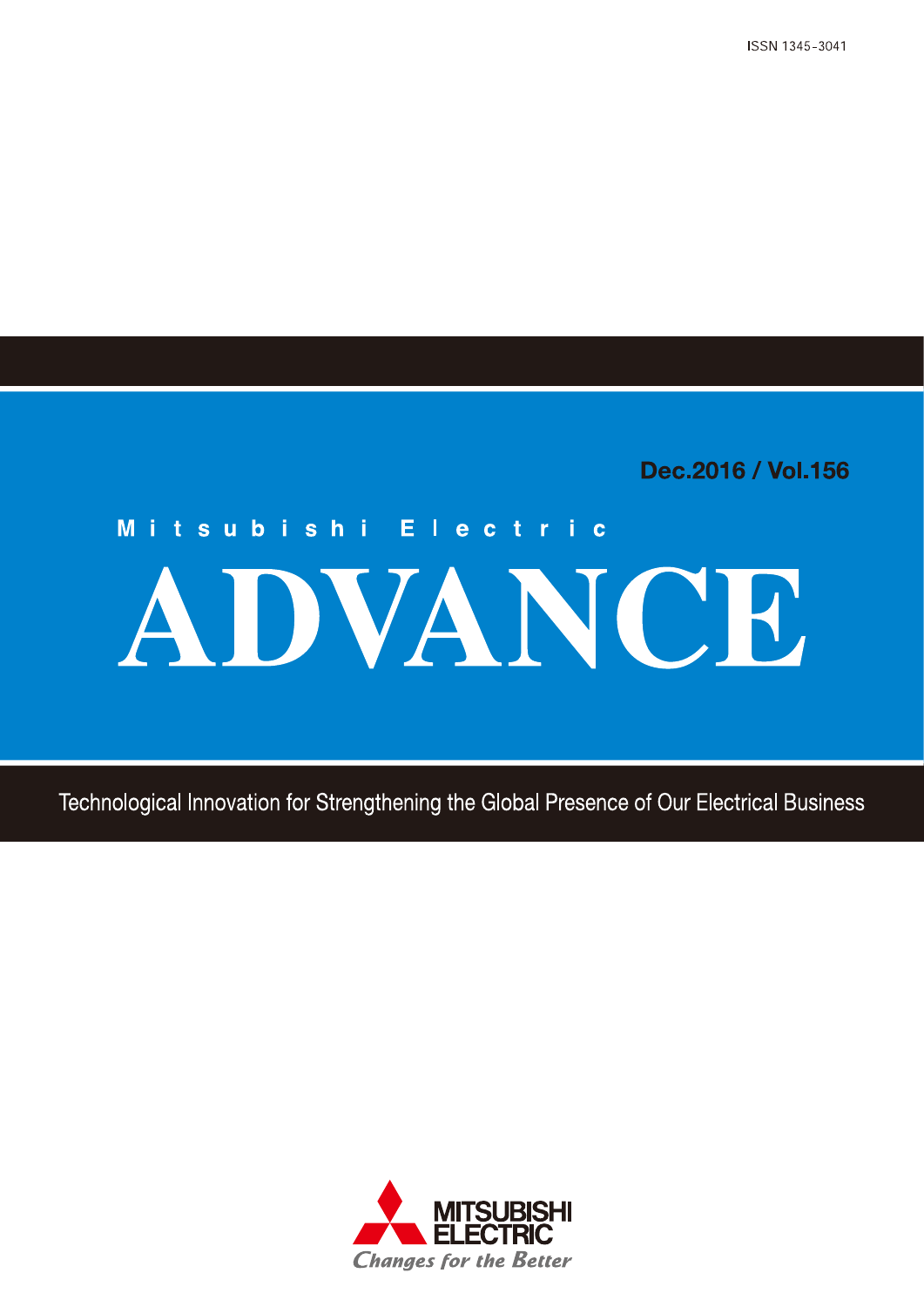ISSN 1345-3041

Dec.2016 / Vol.156

Mitsubishi Electric

# ADVANCE

Technological Innovation for Strengthening the Global Presence of Our Electrical Business

MITSUBISHI ELECTRIC

*Changes for the Better*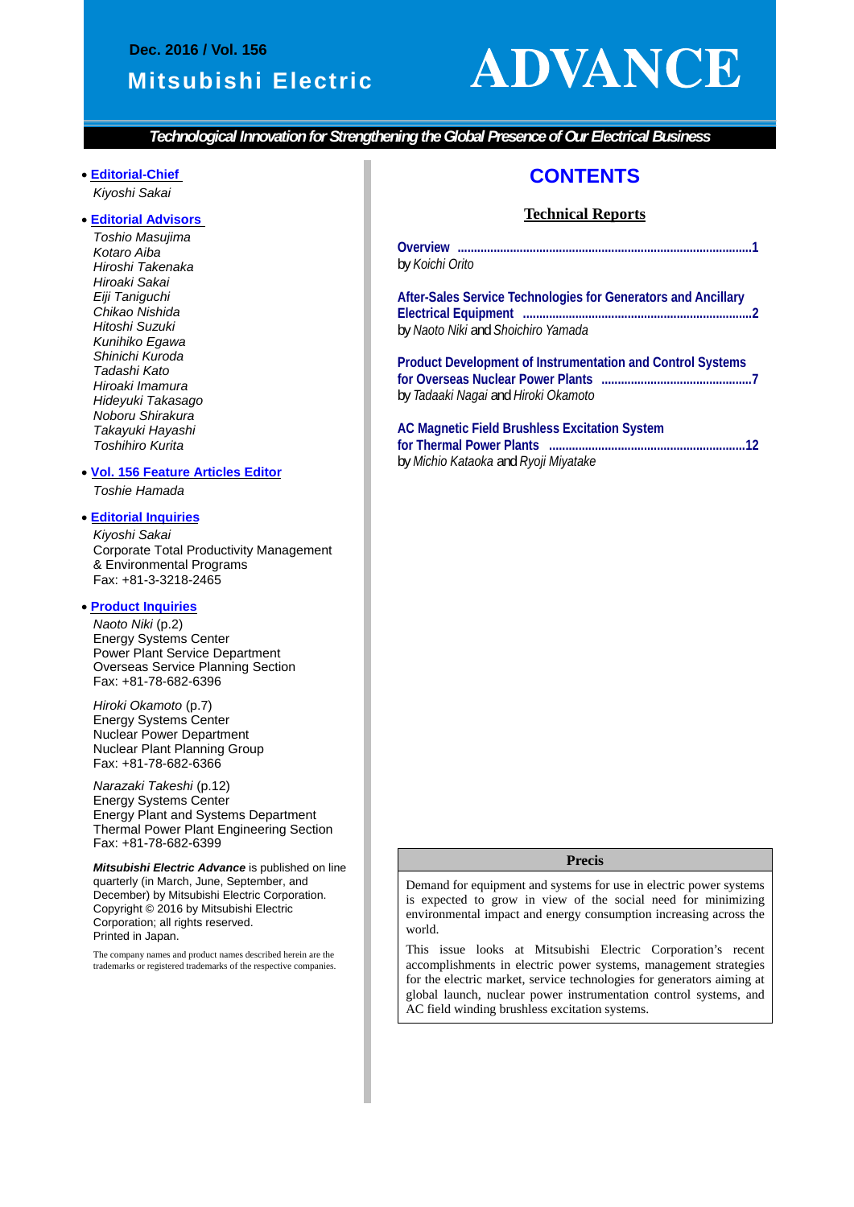Dec. 2016 / Vol. 156

Mitsubishi Electric

# ADVANCE

***Technological Innovation for Strengthening the Global Presence of Our Electrical Business***

- **Editorial-Chief**

  *Kiyoshi Sakai*

- **Editorial Advisors**

  *Toshio Masujima*
  *Kotaro Aiba*
  *Hiroshi Takenaka*
  *Hiroaki Sakai*
  *Eiji Taniguchi*
  *Chikao Nishida*
  *Hitoshi Suzuki*
  *Kunihiko Egawa*
  *Shinichi Kuroda*
  *Tadashi Kato*
  *Hiroaki Imamura*
  *Hideyuki Takasago*
  *Noboru Shirakura*
  *Takayuki Hayashi*
  *Toshihiro Kurita*

- **Vol. 156 Feature Articles Editor**

  *Toshie Hamada*

- **Editorial Inquiries**

  *Kiyoshi Sakai*
  Corporate Total Productivity Management & Environmental Programs
  Fax: +81-3-3218-2465

- **Product Inquiries**

  *Naoto Niki* (p.2)
  Energy Systems Center
  Power Plant Service Department
  Overseas Service Planning Section
  Fax: +81-78-682-6396

  *Hiroki Okamoto* (p.7)
  Energy Systems Center
  Nuclear Power Department
  Nuclear Plant Planning Group
  Fax: +81-78-682-6366

  *Narazaki Takeshi* (p.12)
  Energy Systems Center
  Energy Plant and Systems Department
  Thermal Power Plant Engineering Section
  Fax: +81-78-682-6399

***Mitsubishi Electric Advance*** is published on line quarterly (in March, June, September, and December) by Mitsubishi Electric Corporation.
Copyright © 2016 by Mitsubishi Electric Corporation; all rights reserved.
Printed in Japan.

The company names and product names described herein are the trademarks or registered trademarks of the respective companies.

## CONTENTS

### Technical Reports

**Overview** ........................................1
by *Koichi Orito*

**After-Sales Service Technologies for Generators and Ancillary Electrical Equipment** ........................................2
by *Naoto Niki* and *Shoichiro Yamada*

**Product Development of Instrumentation and Control Systems for Overseas Nuclear Power Plants** ........................................7
by *Tadaaki Nagai* and *Hiroki Okamoto*

**AC Magnetic Field Brushless Excitation System for Thermal Power Plants** ........................................12
by *Michio Kataoka* and *Ryoji Miyatake*

### Precis

Demand for equipment and systems for use in electric power systems is expected to grow in view of the social need for minimizing environmental impact and energy consumption increasing across the world.

This issue looks at Mitsubishi Electric Corporation's recent accomplishments in electric power systems, management strategies for the electric market, service technologies for generators aiming at global launch, nuclear power instrumentation control systems, and AC field winding brushless excitation systems.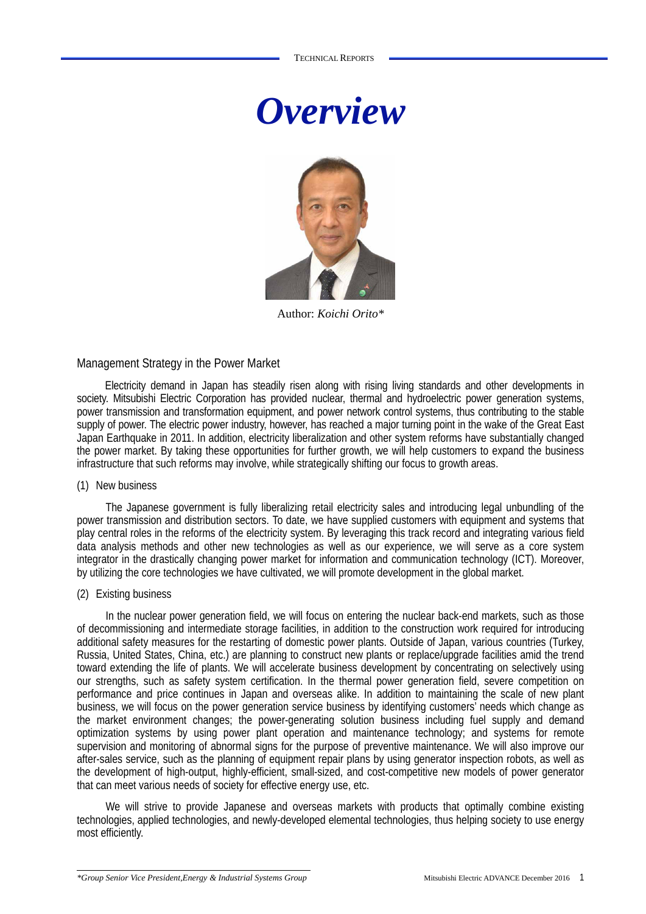# *Overview*

Author: *Koichi Orito**

## Management Strategy in the Power Market

Electricity demand in Japan has steadily risen along with rising living standards and other developments in society. Mitsubishi Electric Corporation has provided nuclear, thermal and hydroelectric power generation systems, power transmission and transformation equipment, and power network control systems, thus contributing to the stable supply of power. The electric power industry, however, has reached a major turning point in the wake of the Great East Japan Earthquake in 2011. In addition, electricity liberalization and other system reforms have substantially changed the power market. By taking these opportunities for further growth, we will help customers to expand the business infrastructure that such reforms may involve, while strategically shifting our focus to growth areas.

### (1) New business

The Japanese government is fully liberalizing retail electricity sales and introducing legal unbundling of the power transmission and distribution sectors. To date, we have supplied customers with equipment and systems that play central roles in the reforms of the electricity system. By leveraging this track record and integrating various field data analysis methods and other new technologies as well as our experience, we will serve as a core system integrator in the drastically changing power market for information and communication technology (ICT). Moreover, by utilizing the core technologies we have cultivated, we will promote development in the global market.

### (2) Existing business

In the nuclear power generation field, we will focus on entering the nuclear back-end markets, such as those of decommissioning and intermediate storage facilities, in addition to the construction work required for introducing additional safety measures for the restarting of domestic power plants. Outside of Japan, various countries (Turkey, Russia, United States, China, etc.) are planning to construct new plants or replace/upgrade facilities amid the trend toward extending the life of plants. We will accelerate business development by concentrating on selectively using our strengths, such as safety system certification. In the thermal power generation field, severe competition on performance and price continues in Japan and overseas alike. In addition to maintaining the scale of new plant business, we will focus on the power generation service business by identifying customers' needs which change as the market environment changes; the power-generating solution business including fuel supply and demand optimization systems by using power plant operation and maintenance technology; and systems for remote supervision and monitoring of abnormal signs for the purpose of preventive maintenance. We will also improve our after-sales service, such as the planning of equipment repair plans by using generator inspection robots, as well as the development of high-output, highly-efficient, small-sized, and cost-competitive new models of power generator that can meet various needs of society for effective energy use, etc.

We will strive to provide Japanese and overseas markets with products that optimally combine existing technologies, applied technologies, and newly-developed elemental technologies, thus helping society to use energy most efficiently.

---

**Group Senior Vice President,Energy & Industrial Systems Group*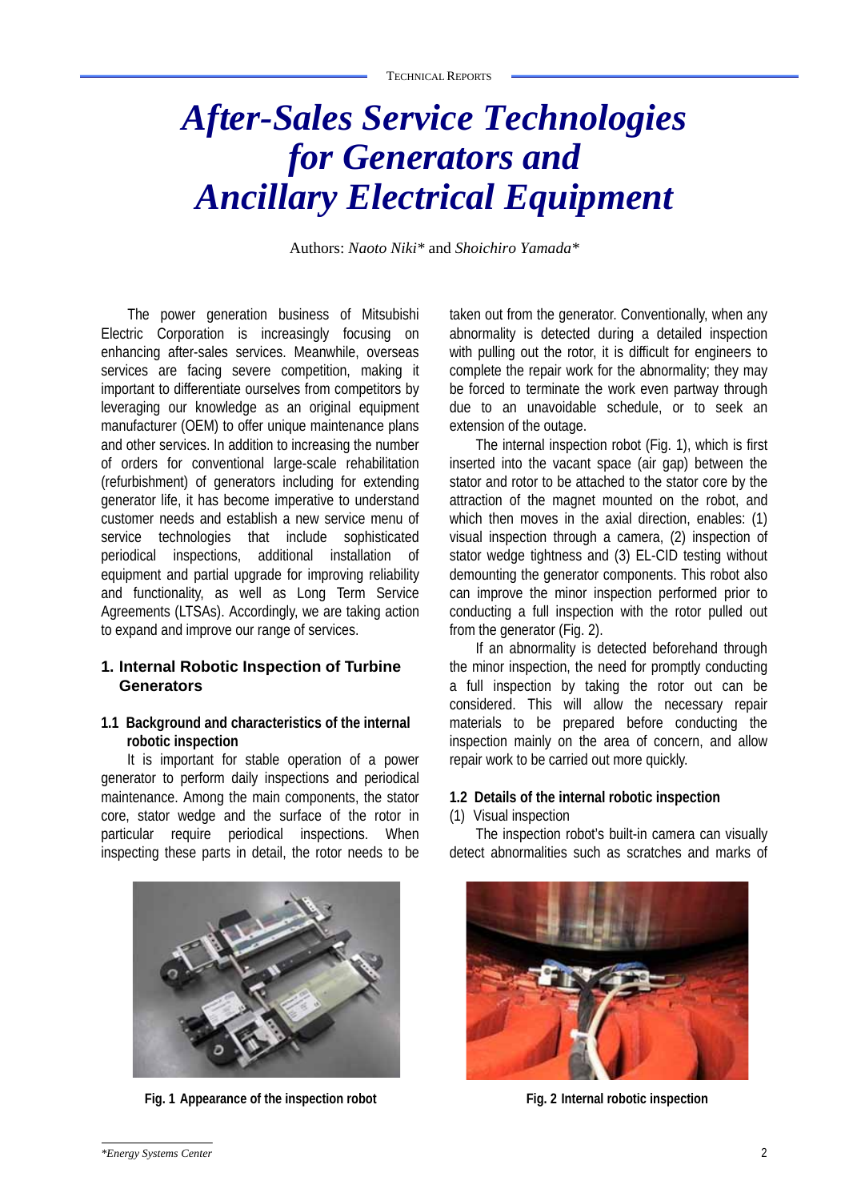# After-Sales Service Technologies for Generators and Ancillary Electrical Equipment

Authors: *Naoto Niki** and *Shoichiro Yamada**

The power generation business of Mitsubishi Electric Corporation is increasingly focusing on enhancing after-sales services. Meanwhile, overseas services are facing severe competition, making it important to differentiate ourselves from competitors by leveraging our knowledge as an original equipment manufacturer (OEM) to offer unique maintenance plans and other services. In addition to increasing the number of orders for conventional large-scale rehabilitation (refurbishment) of generators including for extending generator life, it has become imperative to understand customer needs and establish a new service menu of service technologies that include sophisticated periodical inspections, additional installation of equipment and partial upgrade for improving reliability and functionality, as well as Long Term Service Agreements (LTSAs). Accordingly, we are taking action to expand and improve our range of services.

## 1. Internal Robotic Inspection of Turbine Generators

### 1.1 Background and characteristics of the internal robotic inspection

It is important for stable operation of a power generator to perform daily inspections and periodical maintenance. Among the main components, the stator core, stator wedge and the surface of the rotor in particular require periodical inspections. When inspecting these parts in detail, the rotor needs to be taken out from the generator. Conventionally, when any abnormality is detected during a detailed inspection with pulling out the rotor, it is difficult for engineers to complete the repair work for the abnormality; they may be forced to terminate the work even partway through due to an unavoidable schedule, or to seek an extension of the outage.

The internal inspection robot (Fig. 1), which is first inserted into the vacant space (air gap) between the stator and rotor to be attached to the stator core by the attraction of the magnet mounted on the robot, and which then moves in the axial direction, enables: (1) visual inspection through a camera, (2) inspection of stator wedge tightness and (3) EL-CID testing without demounting the generator components. This robot also can improve the minor inspection performed prior to conducting a full inspection with the rotor pulled out from the generator (Fig. 2).

If an abnormality is detected beforehand through the minor inspection, the need for promptly conducting a full inspection by taking the rotor out can be considered. This will allow the necessary repair materials to be prepared before conducting the inspection mainly on the area of concern, and allow repair work to be carried out more quickly.

### 1.2 Details of the internal robotic inspection

(1) Visual inspection

The inspection robot's built-in camera can visually detect abnormalities such as scratches and marks of

Fig. 1 Appearance of the inspection robot

Fig. 2 Internal robotic inspection

*Energy Systems Center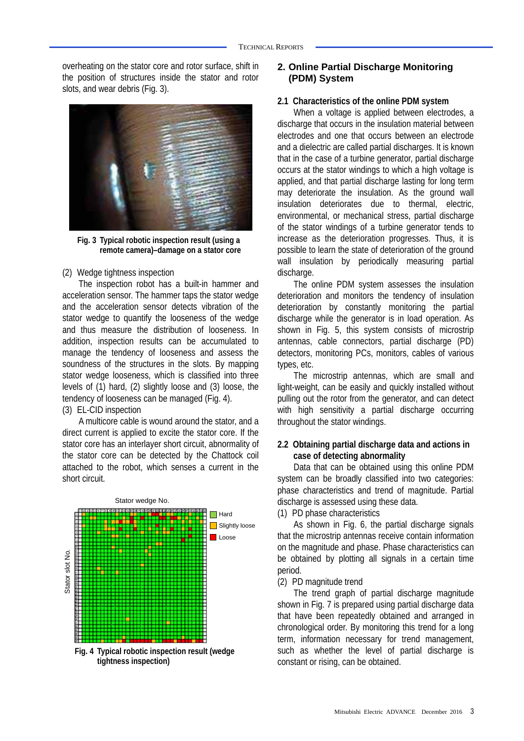overheating on the stator core and rotor surface, shift in the position of structures inside the stator and rotor slots, and wear debris (Fig. 3).

**Fig. 3 Typical robotic inspection result (using a remote camera)–damage on a stator core**

(2) Wedge tightness inspection

The inspection robot has a built-in hammer and acceleration sensor. The hammer taps the stator wedge and the acceleration sensor detects vibration of the stator wedge to quantify the looseness of the wedge and thus measure the distribution of looseness. In addition, inspection results can be accumulated to manage the tendency of looseness and assess the soundness of the structures in the slots. By mapping stator wedge looseness, which is classified into three levels of (1) hard, (2) slightly loose and (3) loose, the tendency of looseness can be managed (Fig. 4).

(3) EL-CID inspection

A multicore cable is wound around the stator, and a direct current is applied to excite the stator core. If the stator core has an interlayer short circuit, abnormality of the stator core can be detected by the Chattock coil attached to the robot, which senses a current in the short circuit.

**Fig. 4 Typical robotic inspection result (wedge tightness inspection)**

## 2. Online Partial Discharge Monitoring (PDM) System

### 2.1 Characteristics of the online PDM system

When a voltage is applied between electrodes, a discharge that occurs in the insulation material between electrodes and one that occurs between an electrode and a dielectric are called partial discharges. It is known that in the case of a turbine generator, partial discharge occurs at the stator windings to which a high voltage is applied, and that partial discharge lasting for long term may deteriorate the insulation. As the ground wall insulation deteriorates due to thermal, electric, environmental, or mechanical stress, partial discharge of the stator windings of a turbine generator tends to increase as the deterioration progresses. Thus, it is possible to learn the state of deterioration of the ground wall insulation by periodically measuring partial discharge.

The online PDM system assesses the insulation deterioration and monitors the tendency of insulation deterioration by constantly monitoring the partial discharge while the generator is in load operation. As shown in Fig. 5, this system consists of microstrip antennas, cable connectors, partial discharge (PD) detectors, monitoring PCs, monitors, cables of various types, etc.

The microstrip antennas, which are small and light-weight, can be easily and quickly installed without pulling out the rotor from the generator, and can detect with high sensitivity a partial discharge occurring throughout the stator windings.

### 2.2 Obtaining partial discharge data and actions in case of detecting abnormality

Data that can be obtained using this online PDM system can be broadly classified into two categories: phase characteristics and trend of magnitude. Partial discharge is assessed using these data.

(1) PD phase characteristics

As shown in Fig. 6, the partial discharge signals that the microstrip antennas receive contain information on the magnitude and phase. Phase characteristics can be obtained by plotting all signals in a certain time period.

(2) PD magnitude trend

The trend graph of partial discharge magnitude shown in Fig. 7 is prepared using partial discharge data that have been repeatedly obtained and arranged in chronological order. By monitoring this trend for a long term, information necessary for trend management, such as whether the level of partial discharge is constant or rising, can be obtained.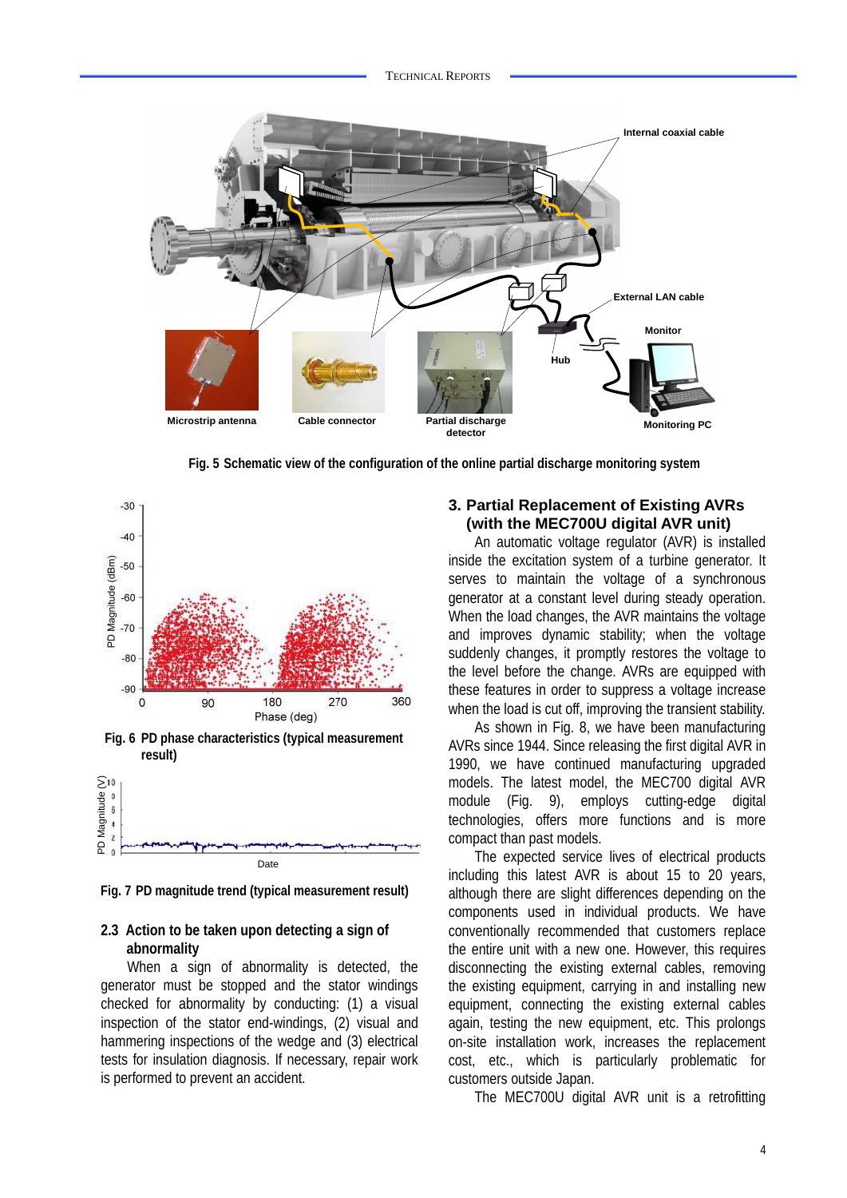Fig. 5 Schematic view of the configuration of the online partial discharge monitoring system

Fig. 6 PD phase characteristics (typical measurement result)

Fig. 7 PD magnitude trend (typical measurement result)

### 2.3 Action to be taken upon detecting a sign of abnormality

When a sign of abnormality is detected, the generator must be stopped and the stator windings checked for abnormality by conducting: (1) a visual inspection of the stator end-windings, (2) visual and hammering inspections of the wedge and (3) electrical tests for insulation diagnosis. If necessary, repair work is performed to prevent an accident.

## 3. Partial Replacement of Existing AVRs (with the MEC700U digital AVR unit)

An automatic voltage regulator (AVR) is installed inside the excitation system of a turbine generator. It serves to maintain the voltage of a synchronous generator at a constant level during steady operation. When the load changes, the AVR maintains the voltage and improves dynamic stability; when the voltage suddenly changes, it promptly restores the voltage to the level before the change. AVRs are equipped with these features in order to suppress a voltage increase when the load is cut off, improving the transient stability.

As shown in Fig. 8, we have been manufacturing AVRs since 1944. Since releasing the first digital AVR in 1990, we have continued manufacturing upgraded models. The latest model, the MEC700 digital AVR module (Fig. 9), employs cutting-edge digital technologies, offers more functions and is more compact than past models.

The expected service lives of electrical products including this latest AVR is about 15 to 20 years, although there are slight differences depending on the components used in individual products. We have conventionally recommended that customers replace the entire unit with a new one. However, this requires disconnecting the existing external cables, removing the existing equipment, carrying in and installing new equipment, connecting the existing external cables again, testing the new equipment, etc. This prolongs on-site installation work, increases the replacement cost, etc., which is particularly problematic for customers outside Japan.

The MEC700U digital AVR unit is a retrofitting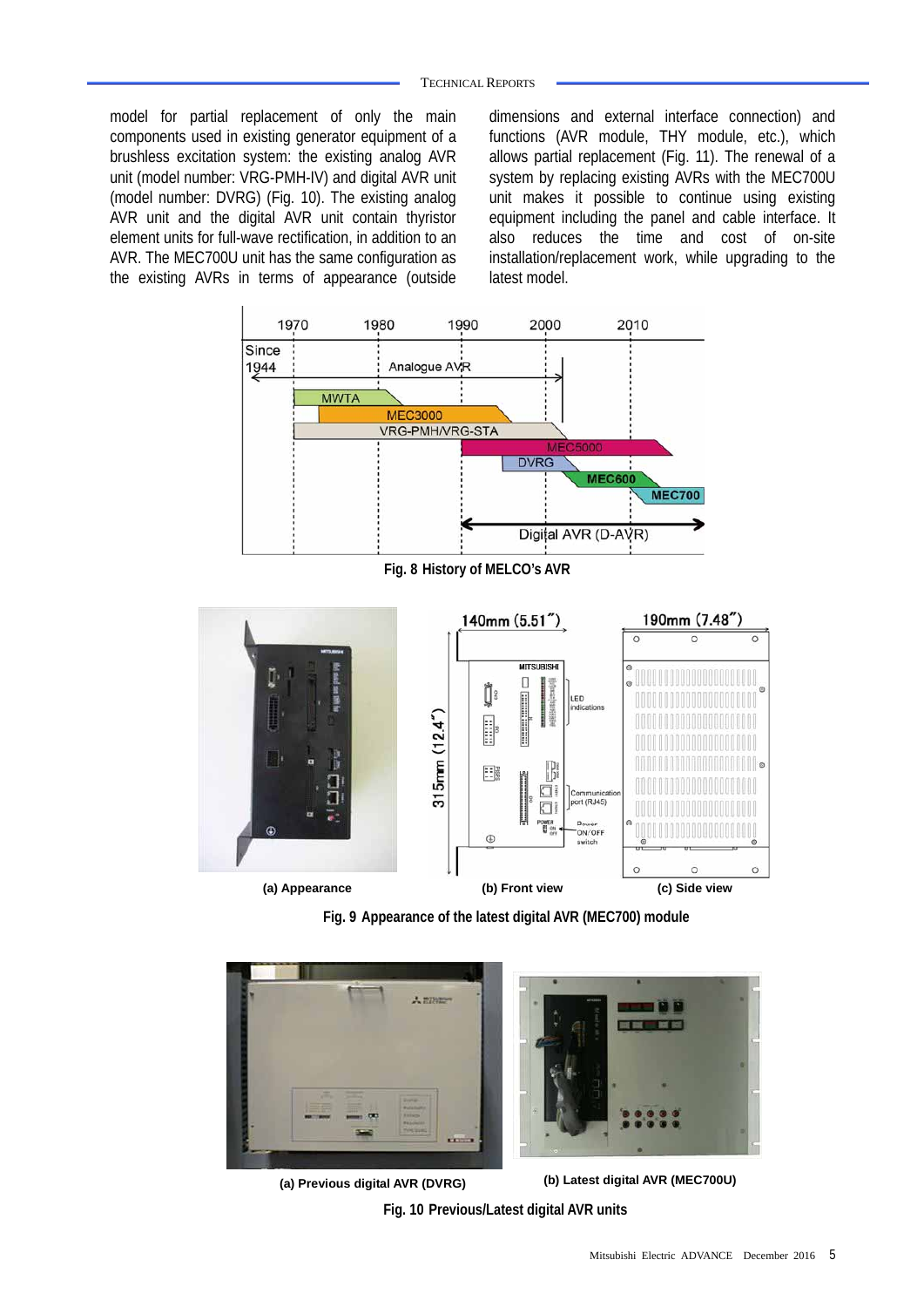model for partial replacement of only the main components used in existing generator equipment of a brushless excitation system: the existing analog AVR unit (model number: VRG-PMH-IV) and digital AVR unit (model number: DVRG) (Fig. 10). The existing analog AVR unit and the digital AVR unit contain thyristor element units for full-wave rectification, in addition to an AVR. The MEC700U unit has the same configuration as the existing AVRs in terms of appearance (outside dimensions and external interface connection) and functions (AVR module, THY module, etc.), which allows partial replacement (Fig. 11). The renewal of a system by replacing existing AVRs with the MEC700U unit makes it possible to continue using existing equipment including the panel and cable interface. It also reduces the time and cost of on-site installation/replacement work, while upgrading to the latest model.

**Fig. 8 History of MELCO's AVR**

(a) Appearance (b) Front view (c) Side view

**Fig. 9 Appearance of the latest digital AVR (MEC700) module**

(a) Previous digital AVR (DVRG) (b) Latest digital AVR (MEC700U)

**Fig. 10 Previous/Latest digital AVR units**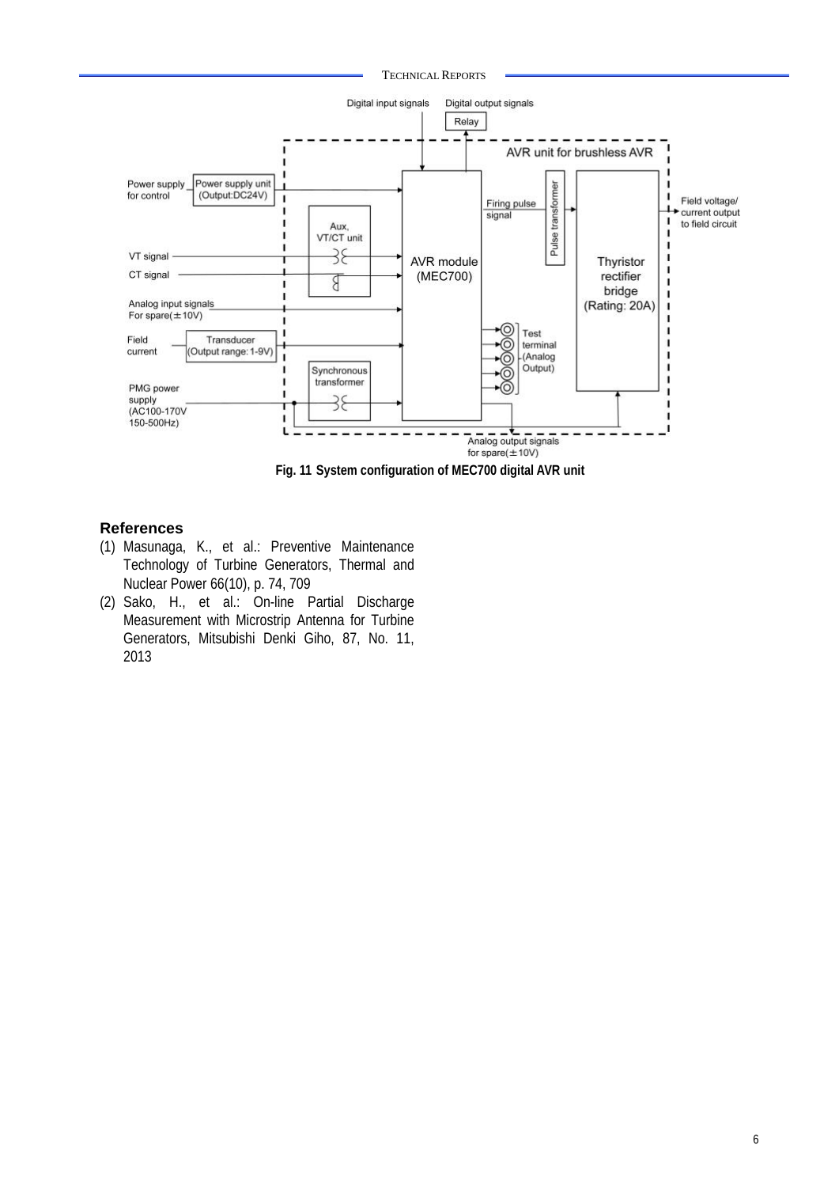Fig. 11 System configuration of MEC700 digital AVR unit

## References

(1) Masunaga, K., et al.: Preventive Maintenance Technology of Turbine Generators, Thermal and Nuclear Power 66(10), p. 74, 709

(2) Sako, H., et al.: On-line Partial Discharge Measurement with Microstrip Antenna for Turbine Generators, Mitsubishi Denki Giho, 87, No. 11, 2013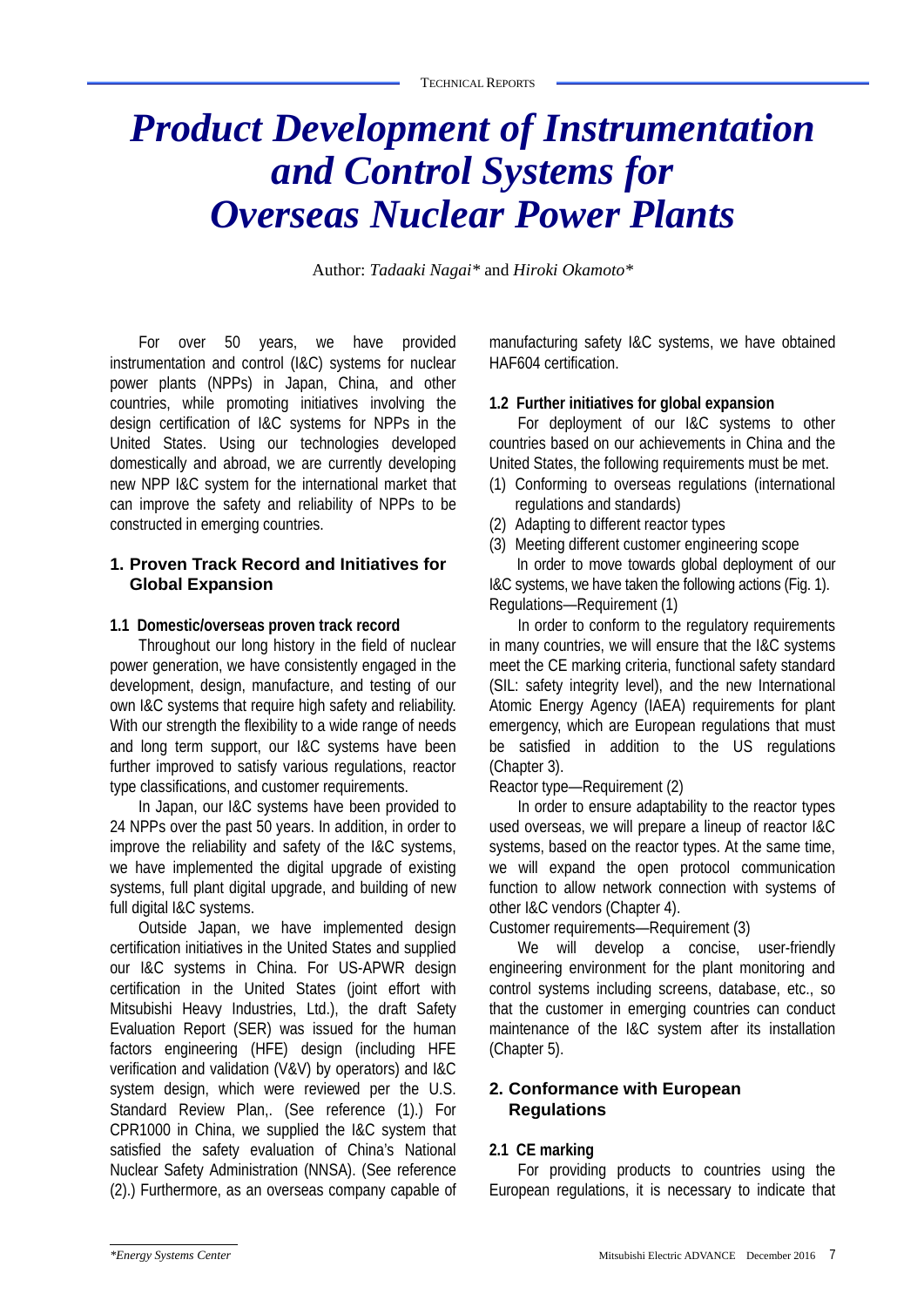# Product Development of Instrumentation and Control Systems for Overseas Nuclear Power Plants

Author: *Tadaaki Nagai** and *Hiroki Okamoto**

For over 50 years, we have provided instrumentation and control (I&C) systems for nuclear power plants (NPPs) in Japan, China, and other countries, while promoting initiatives involving the design certification of I&C systems for NPPs in the United States. Using our technologies developed domestically and abroad, we are currently developing new NPP I&C system for the international market that can improve the safety and reliability of NPPs to be constructed in emerging countries.

## 1. Proven Track Record and Initiatives for Global Expansion

### 1.1 Domestic/overseas proven track record

Throughout our long history in the field of nuclear power generation, we have consistently engaged in the development, design, manufacture, and testing of our own I&C systems that require high safety and reliability. With our strength the flexibility to a wide range of needs and long term support, our I&C systems have been further improved to satisfy various regulations, reactor type classifications, and customer requirements.

In Japan, our I&C systems have been provided to 24 NPPs over the past 50 years. In addition, in order to improve the reliability and safety of the I&C systems, we have implemented the digital upgrade of existing systems, full plant digital upgrade, and building of new full digital I&C systems.

Outside Japan, we have implemented design certification initiatives in the United States and supplied our I&C systems in China. For US-APWR design certification in the United States (joint effort with Mitsubishi Heavy Industries, Ltd.), the draft Safety Evaluation Report (SER) was issued for the human factors engineering (HFE) design (including HFE verification and validation (V&V) by operators) and I&C system design, which were reviewed per the U.S. Standard Review Plan,. (See reference (1).) For CPR1000 in China, we supplied the I&C system that satisfied the safety evaluation of China's National Nuclear Safety Administration (NNSA). (See reference (2).) Furthermore, as an overseas company capable of manufacturing safety I&C systems, we have obtained HAF604 certification.

### 1.2 Further initiatives for global expansion

For deployment of our I&C systems to other countries based on our achievements in China and the United States, the following requirements must be met.

(1) Conforming to overseas regulations (international regulations and standards)
(2) Adapting to different reactor types
(3) Meeting different customer engineering scope

In order to move towards global deployment of our I&C systems, we have taken the following actions (Fig. 1).

Regulations—Requirement (1)

In order to conform to the regulatory requirements in many countries, we will ensure that the I&C systems meet the CE marking criteria, functional safety standard (SIL: safety integrity level), and the new International Atomic Energy Agency (IAEA) requirements for plant emergency, which are European regulations that must be satisfied in addition to the US regulations (Chapter 3).

Reactor type—Requirement (2)

In order to ensure adaptability to the reactor types used overseas, we will prepare a lineup of reactor I&C systems, based on the reactor types. At the same time, we will expand the open protocol communication function to allow network connection with systems of other I&C vendors (Chapter 4).

Customer requirements—Requirement (3)

We will develop a concise, user-friendly engineering environment for the plant monitoring and control systems including screens, database, etc., so that the customer in emerging countries can conduct maintenance of the I&C system after its installation (Chapter 5).

## 2. Conformance with European Regulations

### 2.1 CE marking

For providing products to countries using the European regulations, it is necessary to indicate that

*Energy Systems Center*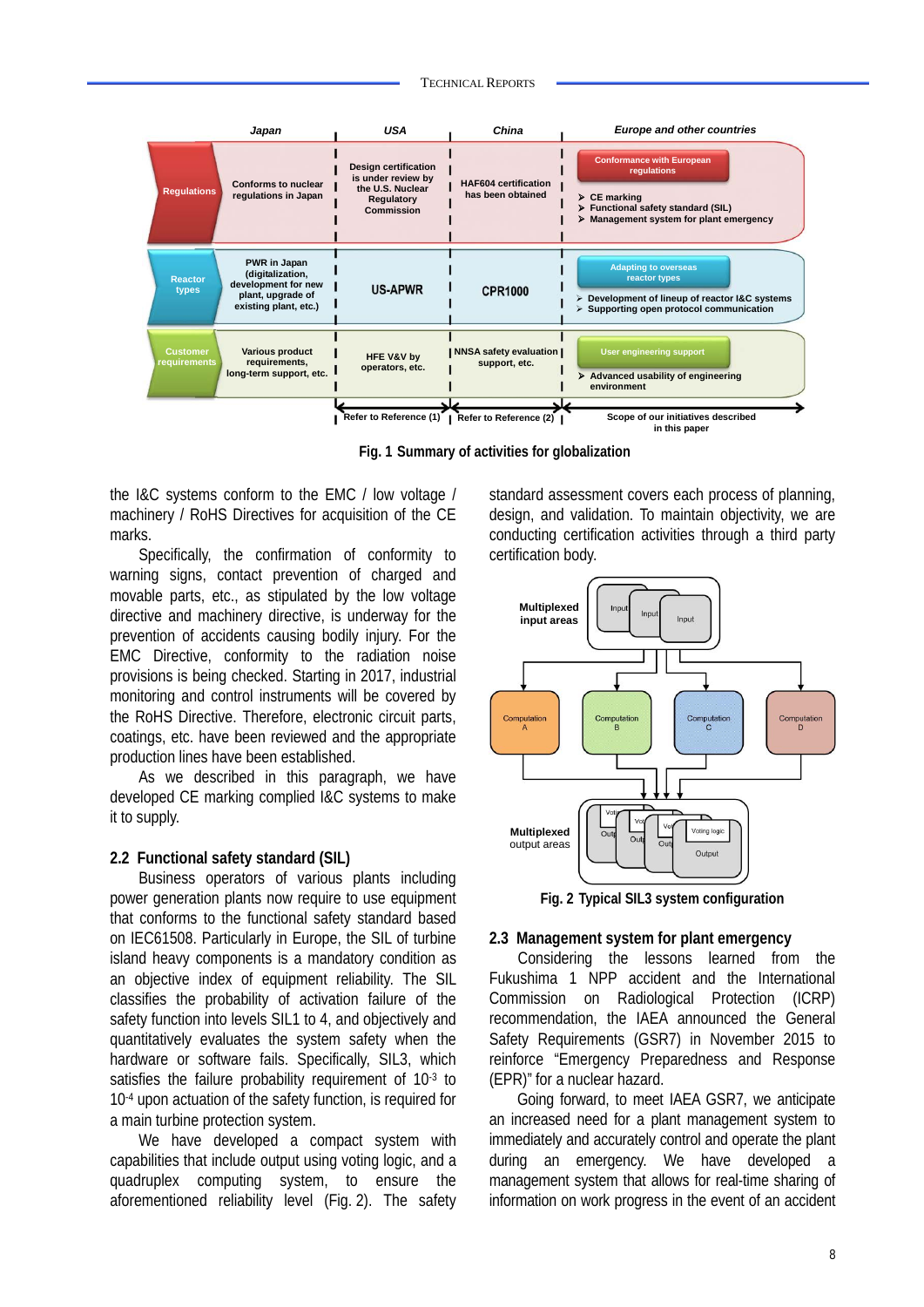| | Japan | USA | China | Europe and other countries |
|---|---|---|---|---|
| Regulations | Conforms to nuclear regulations in Japan | Design certification is under review by the U.S. Nuclear Regulatory Commission | HAF604 certification has been obtained | Conformance with European regulations<br>➢ CE marking<br>➢ Functional safety standard (SIL)<br>➢ Management system for plant emergency |
| Reactor types | PWR in Japan (digitalization, development for new plant, upgrade of existing plant, etc.) | US-APWR | CPR1000 | Adapting to overseas reactor types<br>➢ Development of lineup of reactor I&C systems<br>➢ Supporting open protocol communication |
| Customer requirements | Various product requirements, long-term support, etc. | HFE V&V by operators, etc. | NNSA safety evaluation support, etc. | User engineering support<br>➢ Advanced usability of engineering environment |
| | | Refer to Reference (1) | Refer to Reference (2) | Scope of our initiatives described in this paper |

**Fig. 1 Summary of activities for globalization**

the I&C systems conform to the EMC / low voltage / machinery / RoHS Directives for acquisition of the CE marks.

Specifically, the confirmation of conformity to warning signs, contact prevention of charged and movable parts, etc., as stipulated by the low voltage directive and machinery directive, is underway for the prevention of accidents causing bodily injury. For the EMC Directive, conformity to the radiation noise provisions is being checked. Starting in 2017, industrial monitoring and control instruments will be covered by the RoHS Directive. Therefore, electronic circuit parts, coatings, etc. have been reviewed and the appropriate production lines have been established.

As we described in this paragraph, we have developed CE marking complied I&C systems to make it to supply.

## 2.2 Functional safety standard (SIL)

Business operators of various plants including power generation plants now require to use equipment that conforms to the functional safety standard based on IEC61508. Particularly in Europe, the SIL of turbine island heavy components is a mandatory condition as an objective index of equipment reliability. The SIL classifies the probability of activation failure of the safety function into levels SIL1 to 4, and objectively and quantitatively evaluates the system safety when the hardware or software fails. Specifically, SIL3, which satisfies the failure probability requirement of $10^{-3}$ to $10^{-4}$ upon actuation of the safety function, is required for a main turbine protection system.

We have developed a compact system with capabilities that include output using voting logic, and a quadruplex computing system, to ensure the aforementioned reliability level (Fig. 2). The safety standard assessment covers each process of planning, design, and validation. To maintain objectivity, we are conducting certification activities through a third party certification body.

Multiplexed input areas: Input, Input, Input → Computation A, Computation B, Computation C, Computation D → Multiplexed output areas: Voting logic, Output

**Fig. 2 Typical SIL3 system configuration**

## 2.3 Management system for plant emergency

Considering the lessons learned from the Fukushima 1 NPP accident and the International Commission on Radiological Protection (ICRP) recommendation, the IAEA announced the General Safety Requirements (GSR7) in November 2015 to reinforce "Emergency Preparedness and Response (EPR)" for a nuclear hazard.

Going forward, to meet IAEA GSR7, we anticipate an increased need for a plant management system to immediately and accurately control and operate the plant during an emergency. We have developed a management system that allows for real-time sharing of information on work progress in the event of an accident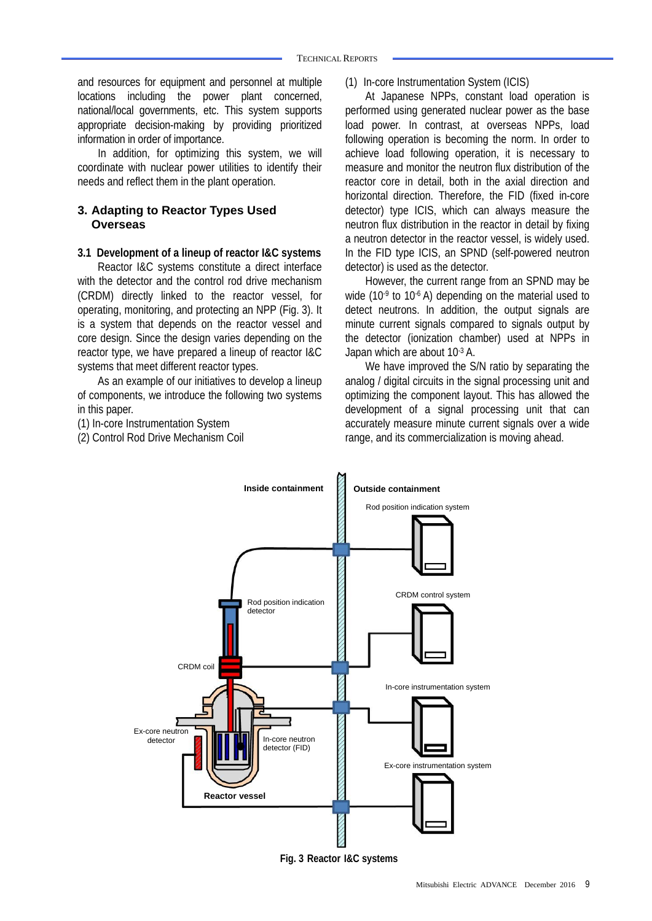and resources for equipment and personnel at multiple locations including the power plant concerned, national/local governments, etc. This system supports appropriate decision-making by providing prioritized information in order of importance.

In addition, for optimizing this system, we will coordinate with nuclear power utilities to identify their needs and reflect them in the plant operation.

## 3. Adapting to Reactor Types Used Overseas

### 3.1 Development of a lineup of reactor I&C systems

Reactor I&C systems constitute a direct interface with the detector and the control rod drive mechanism (CRDM) directly linked to the reactor vessel, for operating, monitoring, and protecting an NPP (Fig. 3). It is a system that depends on the reactor vessel and core design. Since the design varies depending on the reactor type, we have prepared a lineup of reactor I&C systems that meet different reactor types.

As an example of our initiatives to develop a lineup of components, we introduce the following two systems in this paper.

(1) In-core Instrumentation System
(2) Control Rod Drive Mechanism Coil

(1) In-core Instrumentation System (ICIS)

At Japanese NPPs, constant load operation is performed using generated nuclear power as the base load power. In contrast, at overseas NPPs, load following operation is becoming the norm. In order to achieve load following operation, it is necessary to measure and monitor the neutron flux distribution of the reactor core in detail, both in the axial direction and horizontal direction. Therefore, the FID (fixed in-core detector) type ICIS, which can always measure the neutron flux distribution in the reactor in detail by fixing a neutron detector in the reactor vessel, is widely used. In the FID type ICIS, an SPND (self-powered neutron detector) is used as the detector.

However, the current range from an SPND may be wide ($10^{-9}$ to $10^{-6}$ A) depending on the material used to detect neutrons. In addition, the output signals are minute current signals compared to signals output by the detector (ionization chamber) used at NPPs in Japan which are about $10^{-3}$ A.

We have improved the S/N ratio by separating the analog / digital circuits in the signal processing unit and optimizing the component layout. This has allowed the development of a signal processing unit that can accurately measure minute current signals over a wide range, and its commercialization is moving ahead.

Inside containment | Outside containment

Rod position indication system

Rod position indication detector

CRDM control system

CRDM coil

In-core instrumentation system

Ex-core neutron detector

In-core neutron detector (FID)

Ex-core instrumentation system

Reactor vessel

**Fig. 3 Reactor I&C systems**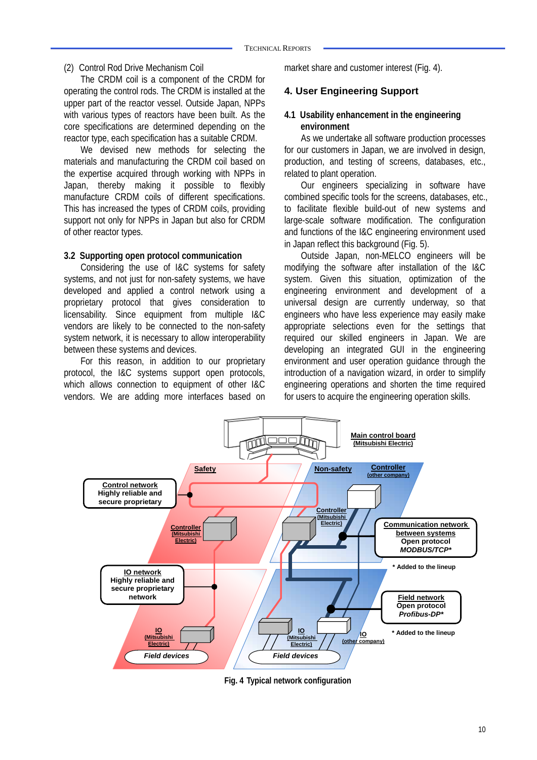(2) Control Rod Drive Mechanism Coil

The CRDM coil is a component of the CRDM for operating the control rods. The CRDM is installed at the upper part of the reactor vessel. Outside Japan, NPPs with various types of reactors have been built. As the core specifications are determined depending on the reactor type, each specification has a suitable CRDM.

We devised new methods for selecting the materials and manufacturing the CRDM coil based on the expertise acquired through working with NPPs in Japan, thereby making it possible to flexibly manufacture CRDM coils of different specifications. This has increased the types of CRDM coils, providing support not only for NPPs in Japan but also for CRDM of other reactor types.

### 3.2 Supporting open protocol communication

Considering the use of I&C systems for safety systems, and not just for non-safety systems, we have developed and applied a control network using a proprietary protocol that gives consideration to licensability. Since equipment from multiple I&C vendors are likely to be connected to the non-safety system network, it is necessary to allow interoperability between these systems and devices.

For this reason, in addition to our proprietary protocol, the I&C systems support open protocols, which allows connection to equipment of other I&C vendors. We are adding more interfaces based on market share and customer interest (Fig. 4).

## 4. User Engineering Support

### 4.1 Usability enhancement in the engineering environment

As we undertake all software production processes for our customers in Japan, we are involved in design, production, and testing of screens, databases, etc., related to plant operation.

Our engineers specializing in software have combined specific tools for the screens, databases, etc., to facilitate flexible build-out of new systems and large-scale software modification. The configuration and functions of the I&C engineering environment used in Japan reflect this background (Fig. 5).

Outside Japan, non-MELCO engineers will be modifying the software after installation of the I&C system. Given this situation, optimization of the engineering environment and development of a universal design are currently underway, so that engineers who have less experience may easily make appropriate selections even for the settings that required our skilled engineers in Japan. We are developing an integrated GUI in the engineering environment and user operation guidance through the introduction of a navigation wizard, in order to simplify engineering operations and shorten the time required for users to acquire the engineering operation skills.

Fig. 4 Typical network configuration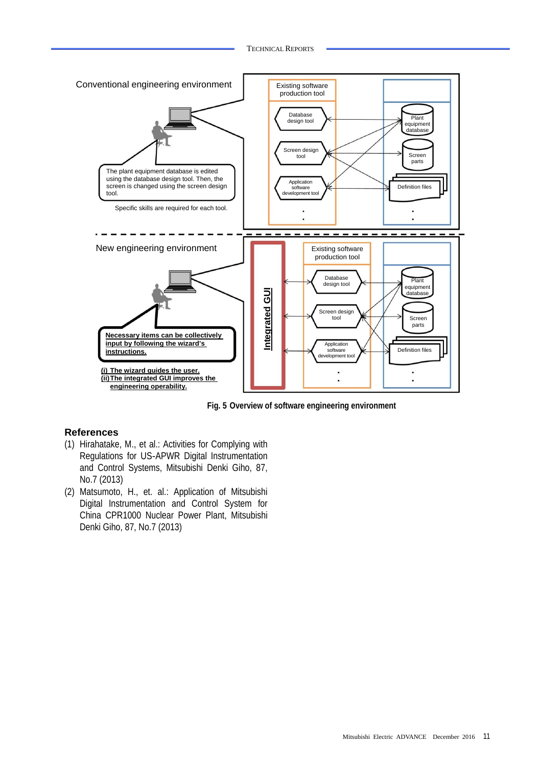Conventional engineering environment

Existing software production tool

Database design tool

Screen design tool

Application software development tool

Plant equipment database

Screen parts

Definition files

The plant equipment database is edited using the database design tool. Then, the screen is changed using the screen design tool.

Specific skills are required for each tool.

New engineering environment

Integrated GUI

Existing software production tool

Database design tool

Screen design tool

Application software development tool

Plant equipment database

Screen parts

Definition files

**Necessary items can be collectively input by following the wizard's instructions.**

**(i) The wizard guides the user.**
**(ii) The integrated GUI improves the engineering operability.**

**Fig. 5 Overview of software engineering environment**

## References

(1) Hirahatake, M., et al.: Activities for Complying with Regulations for US-APWR Digital Instrumentation and Control Systems, Mitsubishi Denki Giho, 87, No.7 (2013)

(2) Matsumoto, H., et. al.: Application of Mitsubishi Digital Instrumentation and Control System for China CPR1000 Nuclear Power Plant, Mitsubishi Denki Giho, 87, No.7 (2013)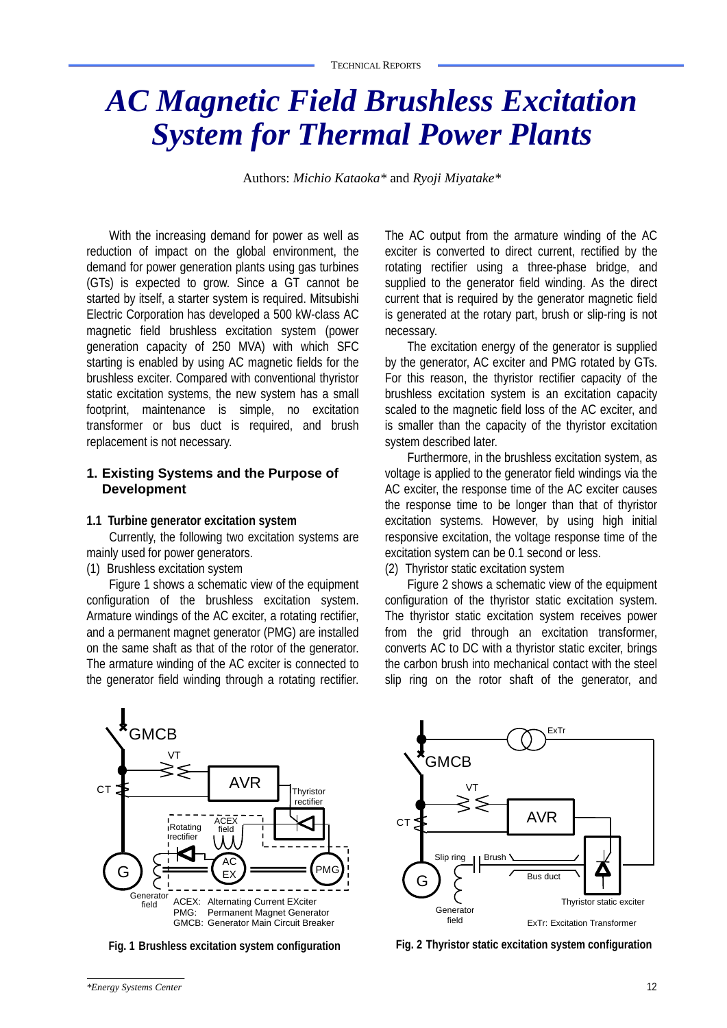# AC Magnetic Field Brushless Excitation System for Thermal Power Plants

Authors: *Michio Kataoka** and *Ryoji Miyatake**

With the increasing demand for power as well as reduction of impact on the global environment, the demand for power generation plants using gas turbines (GTs) is expected to grow. Since a GT cannot be started by itself, a starter system is required. Mitsubishi Electric Corporation has developed a 500 kW-class AC magnetic field brushless excitation system (power generation capacity of 250 MVA) with which SFC starting is enabled by using AC magnetic fields for the brushless exciter. Compared with conventional thyristor static excitation systems, the new system has a small footprint, maintenance is simple, no excitation transformer or bus duct is required, and brush replacement is not necessary.

## 1. Existing Systems and the Purpose of Development

### 1.1 Turbine generator excitation system

Currently, the following two excitation systems are mainly used for power generators.

(1) Brushless excitation system

Figure 1 shows a schematic view of the equipment configuration of the brushless excitation system. Armature windings of the AC exciter, a rotating rectifier, and a permanent magnet generator (PMG) are installed on the same shaft as that of the rotor of the generator. The armature winding of the AC exciter is connected to the generator field winding through a rotating rectifier. The AC output from the armature winding of the AC exciter is converted to direct current, rectified by the rotating rectifier using a three-phase bridge, and supplied to the generator field winding. As the direct current that is required by the generator magnetic field is generated at the rotary part, brush or slip-ring is not necessary.

The excitation energy of the generator is supplied by the generator, AC exciter and PMG rotated by GTs. For this reason, the thyristor rectifier capacity of the brushless excitation system is an excitation capacity scaled to the magnetic field loss of the AC exciter, and is smaller than the capacity of the thyristor excitation system described later.

Furthermore, in the brushless excitation system, as voltage is applied to the generator field windings via the AC exciter, the response time of the AC exciter causes the response time to be longer than that of thyristor excitation systems. However, by using high initial responsive excitation, the voltage response time of the excitation system can be 0.1 second or less.

(2) Thyristor static excitation system

Figure 2 shows a schematic view of the equipment configuration of the thyristor static excitation system. The thyristor static excitation system receives power from the grid through an excitation transformer, converts AC to DC with a thyristor static exciter, brings the carbon brush into mechanical contact with the steel slip ring on the rotor shaft of the generator, and

ACEX: Alternating Current EXciter
PMG: Permanent Magnet Generator
GMCB: Generator Main Circuit Breaker

**Fig. 1 Brushless excitation system configuration**

ExTr: Excitation Transformer

**Fig. 2 Thyristor static excitation system configuration**

*Energy Systems Center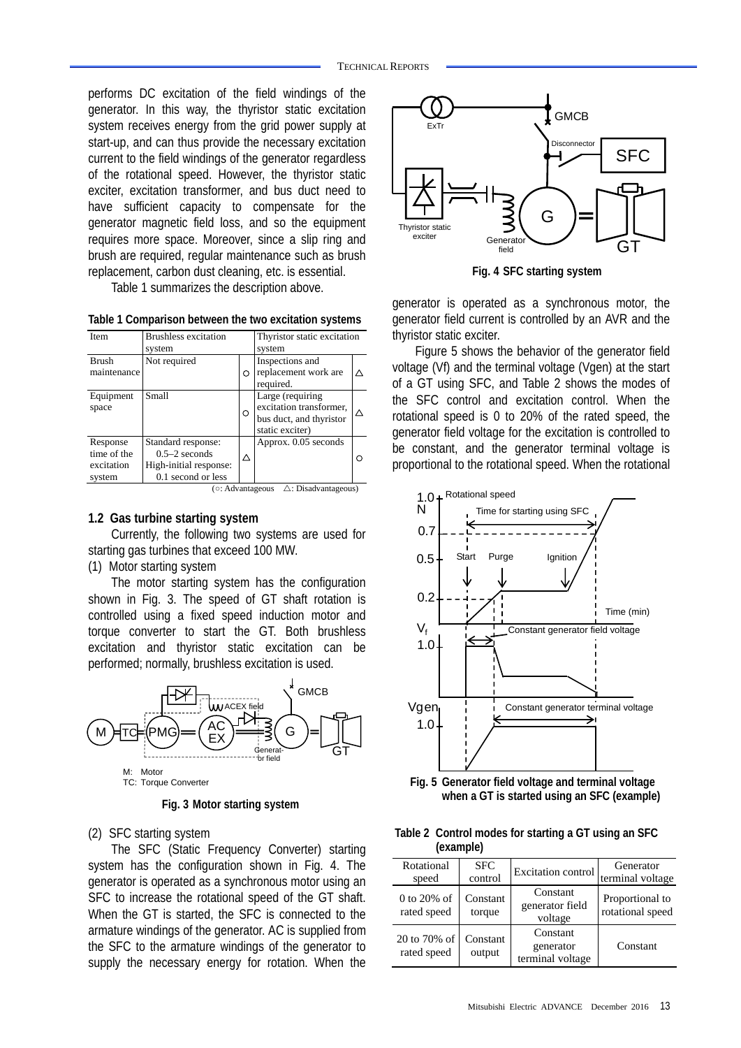performs DC excitation of the field windings of the generator. In this way, the thyristor static excitation system receives energy from the grid power supply at start-up, and can thus provide the necessary excitation current to the field windings of the generator regardless of the rotational speed. However, the thyristor static exciter, excitation transformer, and bus duct need to have sufficient capacity to compensate for the generator magnetic field loss, and so the equipment requires more space. Moreover, since a slip ring and brush are required, regular maintenance such as brush replacement, carbon dust cleaning, etc. is essential.

Table 1 summarizes the description above.

**Table 1 Comparison between the two excitation systems**

| Item | Brushless excitation system | | Thyristor static excitation system | |
|---|---|---|---|---|
| Brush maintenance | Not required | ○ | Inspections and replacement work are required. | △ |
| Equipment space | Small | ○ | Large (requiring excitation transformer, bus duct, and thyristor static exciter) | △ |
| Response time of the excitation system | Standard response: 0.5–2 seconds<br>High-initial response: 0.1 second or less | △ | Approx. 0.05 seconds | ○ |

(○: Advantageous △: Disadvantageous)

### 1.2 Gas turbine starting system

Currently, the following two systems are used for starting gas turbines that exceed 100 MW.

(1) Motor starting system

The motor starting system has the configuration shown in Fig. 3. The speed of GT shaft rotation is controlled using a fixed speed induction motor and torque converter to start the GT. Both brushless excitation and thyristor static excitation can be performed; normally, brushless excitation is used.

M: Motor
TC: Torque Converter

**Fig. 3 Motor starting system**

(2) SFC starting system

The SFC (Static Frequency Converter) starting system has the configuration shown in Fig. 4. The generator is operated as a synchronous motor using an SFC to increase the rotational speed of the GT shaft. When the GT is started, the SFC is connected to the armature windings of the generator. AC is supplied from the SFC to the armature windings of the generator to supply the necessary energy for rotation. When the generator is operated as a synchronous motor, the generator field current is controlled by an AVR and the thyristor static exciter.

**Fig. 4 SFC starting system**

Figure 5 shows the behavior of the generator field voltage (Vf) and the terminal voltage (Vgen) at the start of a GT using SFC, and Table 2 shows the modes of the SFC control and excitation control. When the rotational speed is 0 to 20% of the rated speed, the generator field voltage for the excitation is controlled to be constant, and the generator terminal voltage is proportional to the rotational speed. When the rotational

**Fig. 5 Generator field voltage and terminal voltage when a GT is started using an SFC (example)**

**Table 2 Control modes for starting a GT using an SFC (example)**

| Rotational speed | SFC control | Excitation control | Generator terminal voltage |
|---|---|---|---|
| 0 to 20% of rated speed | Constant torque | Constant generator field voltage | Proportional to rotational speed |
| 20 to 70% of rated speed | Constant output | Constant generator terminal voltage | Constant |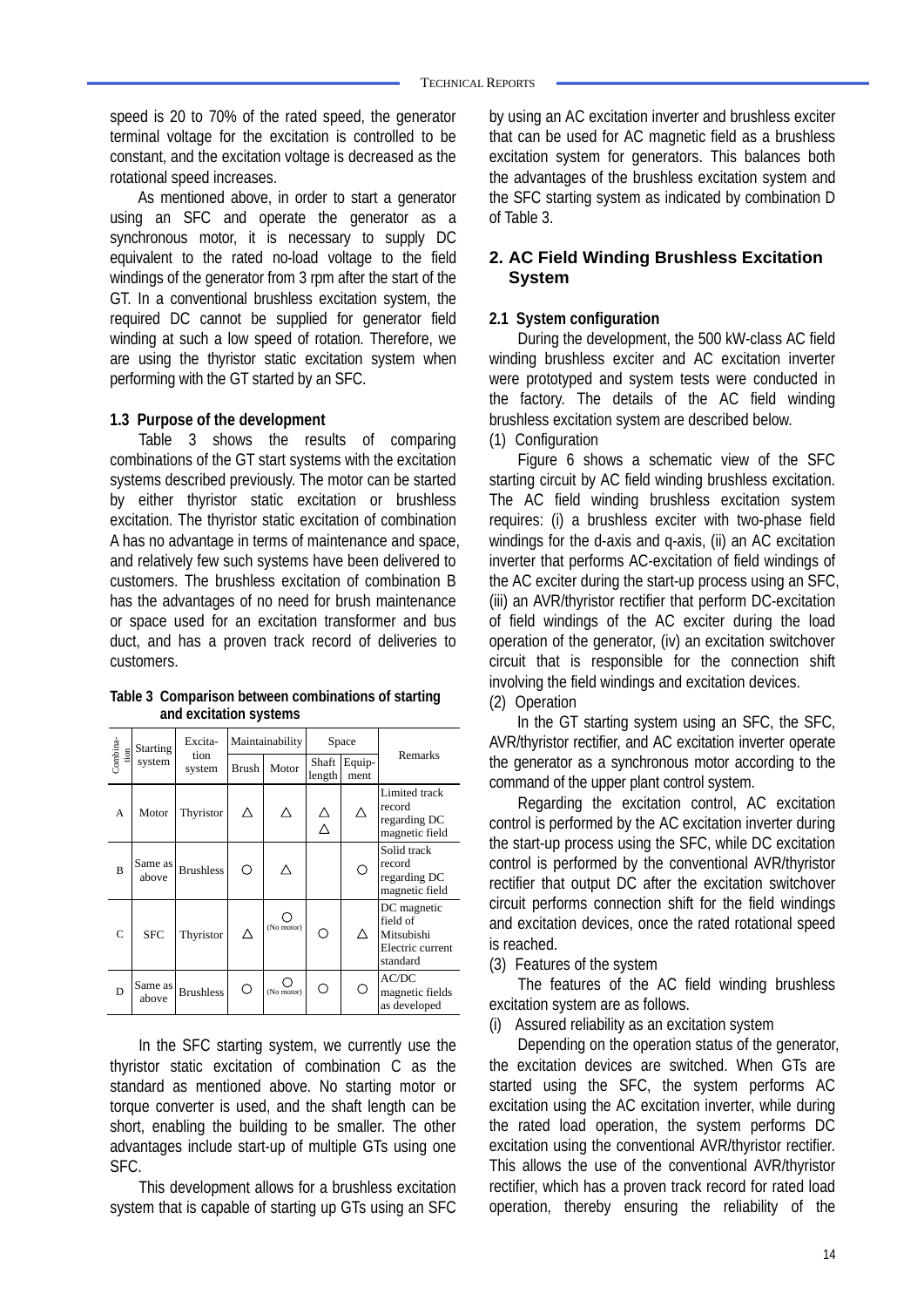speed is 20 to 70% of the rated speed, the generator terminal voltage for the excitation is controlled to be constant, and the excitation voltage is decreased as the rotational speed increases.

As mentioned above, in order to start a generator using an SFC and operate the generator as a synchronous motor, it is necessary to supply DC equivalent to the rated no-load voltage to the field windings of the generator from 3 rpm after the start of the GT. In a conventional brushless excitation system, the required DC cannot be supplied for generator field winding at such a low speed of rotation. Therefore, we are using the thyristor static excitation system when performing with the GT started by an SFC.

**1.3 Purpose of the development**

Table 3 shows the results of comparing combinations of the GT start systems with the excitation systems described previously. The motor can be started by either thyristor static excitation or brushless excitation. The thyristor static excitation of combination A has no advantage in terms of maintenance and space, and relatively few such systems have been delivered to customers. The brushless excitation of combination B has the advantages of no need for brush maintenance or space used for an excitation transformer and bus duct, and has a proven track record of deliveries to customers.

**Table 3 Comparison between combinations of starting and excitation systems**

| Combination | Starting system | Excitation system | Maintainability | | Space | | Remarks |
|---|---|---|---|---|---|---|---|
| | | | Brush | Motor | Shaft length | Equipment | |
| A | Motor | Thyristor | △ | △ | △ △ | △ | Limited track record regarding DC magnetic field |
| B | Same as above | Brushless | ○ | △ | | ○ | Solid track record regarding DC magnetic field |
| C | SFC | Thyristor | △ | ○ (No motor) | ○ | △ | DC magnetic field of Mitsubishi Electric current standard |
| D | Same as above | Brushless | ○ | ○ (No motor) | ○ | ○ | AC/DC magnetic fields as developed |

In the SFC starting system, we currently use the thyristor static excitation of combination C as the standard as mentioned above. No starting motor or torque converter is used, and the shaft length can be short, enabling the building to be smaller. The other advantages include start-up of multiple GTs using one SFC.

This development allows for a brushless excitation system that is capable of starting up GTs using an SFC by using an AC excitation inverter and brushless exciter that can be used for AC magnetic field as a brushless excitation system for generators. This balances both the advantages of the brushless excitation system and the SFC starting system as indicated by combination D of Table 3.

## 2. AC Field Winding Brushless Excitation System

**2.1 System configuration**

During the development, the 500 kW-class AC field winding brushless exciter and AC excitation inverter were prototyped and system tests were conducted in the factory. The details of the AC field winding brushless excitation system are described below.

(1) Configuration

Figure 6 shows a schematic view of the SFC starting circuit by AC field winding brushless excitation. The AC field winding brushless excitation system requires: (i) a brushless exciter with two-phase field windings for the d-axis and q-axis, (ii) an AC excitation inverter that performs AC-excitation of field windings of the AC exciter during the start-up process using an SFC, (iii) an AVR/thyristor rectifier that perform DC-excitation of field windings of the AC exciter during the load operation of the generator, (iv) an excitation switchover circuit that is responsible for the connection shift involving the field windings and excitation devices.

(2) Operation

In the GT starting system using an SFC, the SFC, AVR/thyristor rectifier, and AC excitation inverter operate the generator as a synchronous motor according to the command of the upper plant control system.

Regarding the excitation control, AC excitation control is performed by the AC excitation inverter during the start-up process using the SFC, while DC excitation control is performed by the conventional AVR/thyristor rectifier that output DC after the excitation switchover circuit performs connection shift for the field windings and excitation devices, once the rated rotational speed is reached.

(3) Features of the system

The features of the AC field winding brushless excitation system are as follows.

(i) Assured reliability as an excitation system

Depending on the operation status of the generator, the excitation devices are switched. When GTs are started using the SFC, the system performs AC excitation using the AC excitation inverter, while during the rated load operation, the system performs DC excitation using the conventional AVR/thyristor rectifier. This allows the use of the conventional AVR/thyristor rectifier, which has a proven track record for rated load operation, thereby ensuring the reliability of the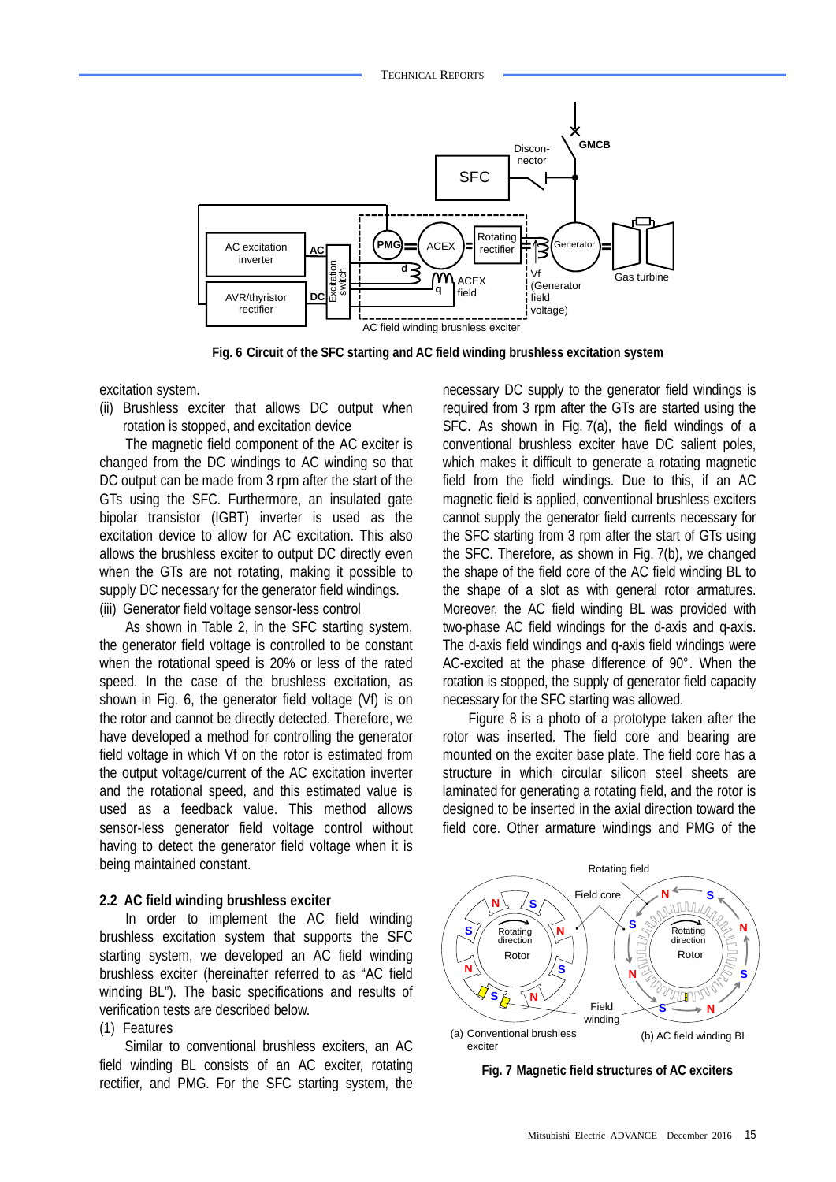Fig. 6 Circuit of the SFC starting and AC field winding brushless excitation system

excitation system.

(ii) Brushless exciter that allows DC output when rotation is stopped, and excitation device

The magnetic field component of the AC exciter is changed from the DC windings to AC winding so that DC output can be made from 3 rpm after the start of the GTs using the SFC. Furthermore, an insulated gate bipolar transistor (IGBT) inverter is used as the excitation device to allow for AC excitation. This also allows the brushless exciter to output DC directly even when the GTs are not rotating, making it possible to supply DC necessary for the generator field windings.

(iii) Generator field voltage sensor-less control

As shown in Table 2, in the SFC starting system, the generator field voltage is controlled to be constant when the rotational speed is 20% or less of the rated speed. In the case of the brushless excitation, as shown in Fig. 6, the generator field voltage (Vf) is on the rotor and cannot be directly detected. Therefore, we have developed a method for controlling the generator field voltage in which Vf on the rotor is estimated from the output voltage/current of the AC excitation inverter and the rotational speed, and this estimated value is used as a feedback value. This method allows sensor-less generator field voltage control without having to detect the generator field voltage when it is being maintained constant.

## 2.2 AC field winding brushless exciter

In order to implement the AC field winding brushless excitation system that supports the SFC starting system, we developed an AC field winding brushless exciter (hereinafter referred to as "AC field winding BL"). The basic specifications and results of verification tests are described below.

(1) Features

Similar to conventional brushless exciters, an AC field winding BL consists of an AC exciter, rotating rectifier, and PMG. For the SFC starting system, the necessary DC supply to the generator field windings is required from 3 rpm after the GTs are started using the SFC. As shown in Fig. 7(a), the field windings of a conventional brushless exciter have DC salient poles, which makes it difficult to generate a rotating magnetic field from the field windings. Due to this, if an AC magnetic field is applied, conventional brushless exciters cannot supply the generator field currents necessary for the SFC starting from 3 rpm after the start of GTs using the SFC. Therefore, as shown in Fig. 7(b), we changed the shape of the field core of the AC field winding BL to the shape of a slot as with general rotor armatures. Moreover, the AC field winding BL was provided with two-phase AC field windings for the d-axis and q-axis. The d-axis field windings and q-axis field windings were AC-excited at the phase difference of 90°. When the rotation is stopped, the supply of generator field capacity necessary for the SFC starting was allowed.

Figure 8 is a photo of a prototype taken after the rotor was inserted. The field core and bearing are mounted on the exciter base plate. The field core has a structure in which circular silicon steel sheets are laminated for generating a rotating field, and the rotor is designed to be inserted in the axial direction toward the field core. Other armature windings and PMG of the

Fig. 7 Magnetic field structures of AC exciters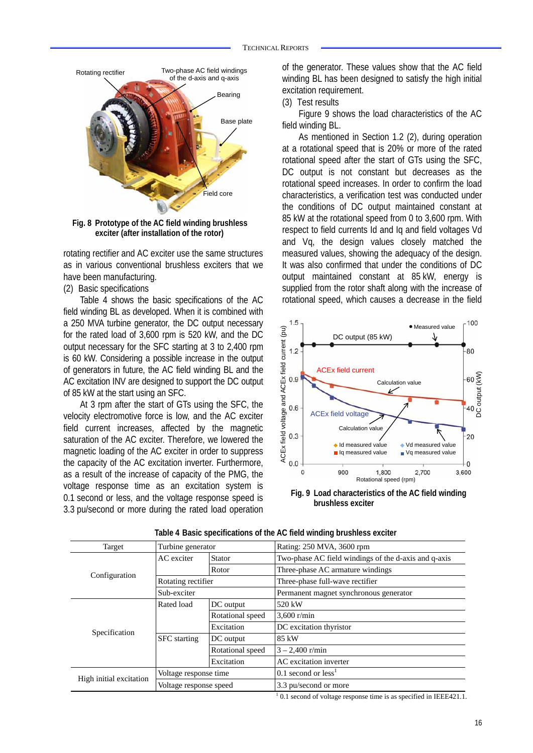Fig. 8 Prototype of the AC field winding brushless exciter (after installation of the rotor)

rotating rectifier and AC exciter use the same structures as in various conventional brushless exciters that we have been manufacturing.

(2) Basic specifications

Table 4 shows the basic specifications of the AC field winding BL as developed. When it is combined with a 250 MVA turbine generator, the DC output necessary for the rated load of 3,600 rpm is 520 kW, and the DC output necessary for the SFC starting at 3 to 2,400 rpm is 60 kW. Considering a possible increase in the output of generators in future, the AC field winding BL and the AC excitation INV are designed to support the DC output of 85 kW at the start using an SFC.

At 3 rpm after the start of GTs using the SFC, the velocity electromotive force is low, and the AC exciter field current increases, affected by the magnetic saturation of the AC exciter. Therefore, we lowered the magnetic loading of the AC exciter in order to suppress the capacity of the AC excitation inverter. Furthermore, as a result of the increase of capacity of the PMG, the voltage response time as an excitation system is 0.1 second or less, and the voltage response speed is 3.3 pu/second or more during the rated load operation of the generator. These values show that the AC field winding BL has been designed to satisfy the high initial excitation requirement.

(3) Test results

Figure 9 shows the load characteristics of the AC field winding BL.

As mentioned in Section 1.2 (2), during operation at a rotational speed that is 20% or more of the rated rotational speed after the start of GTs using the SFC, DC output is not constant but decreases as the rotational speed increases. In order to confirm the load characteristics, a verification test was conducted under the conditions of DC output maintained constant at 85 kW at the rotational speed from 0 to 3,600 rpm. With respect to field currents Id and Iq and field voltages Vd and Vq, the design values closely matched the measured values, showing the adequacy of the design. It was also confirmed that under the conditions of DC output maintained constant at 85 kW, energy is supplied from the rotor shaft along with the increase of rotational speed, which causes a decrease in the field

Fig. 9 Load characteristics of the AC field winding brushless exciter

**Table 4 Basic specifications of the AC field winding brushless exciter**

| Target | Turbine generator | | Rating: 250 MVA, 3600 rpm |
|---|---|---|---|
| Configuration | AC exciter | Stator | Two-phase AC field windings of the d-axis and q-axis |
| | | Rotor | Three-phase AC armature windings |
| | Rotating rectifier | | Three-phase full-wave rectifier |
| | Sub-exciter | | Permanent magnet synchronous generator |
| Specification | Rated load | DC output | 520 kW |
| | | Rotational speed | 3,600 r/min |
| | | Excitation | DC excitation thyristor |
| | SFC starting | DC output | 85 kW |
| | | Rotational speed | 3 – 2,400 r/min |
| | | Excitation | AC excitation inverter |
| High initial excitation | Voltage response time | | 0.1 second or less[1] |
| | Voltage response speed | | 3.3 pu/second or more |

[1] 0.1 second of voltage response time is as specified in IEEE421.1.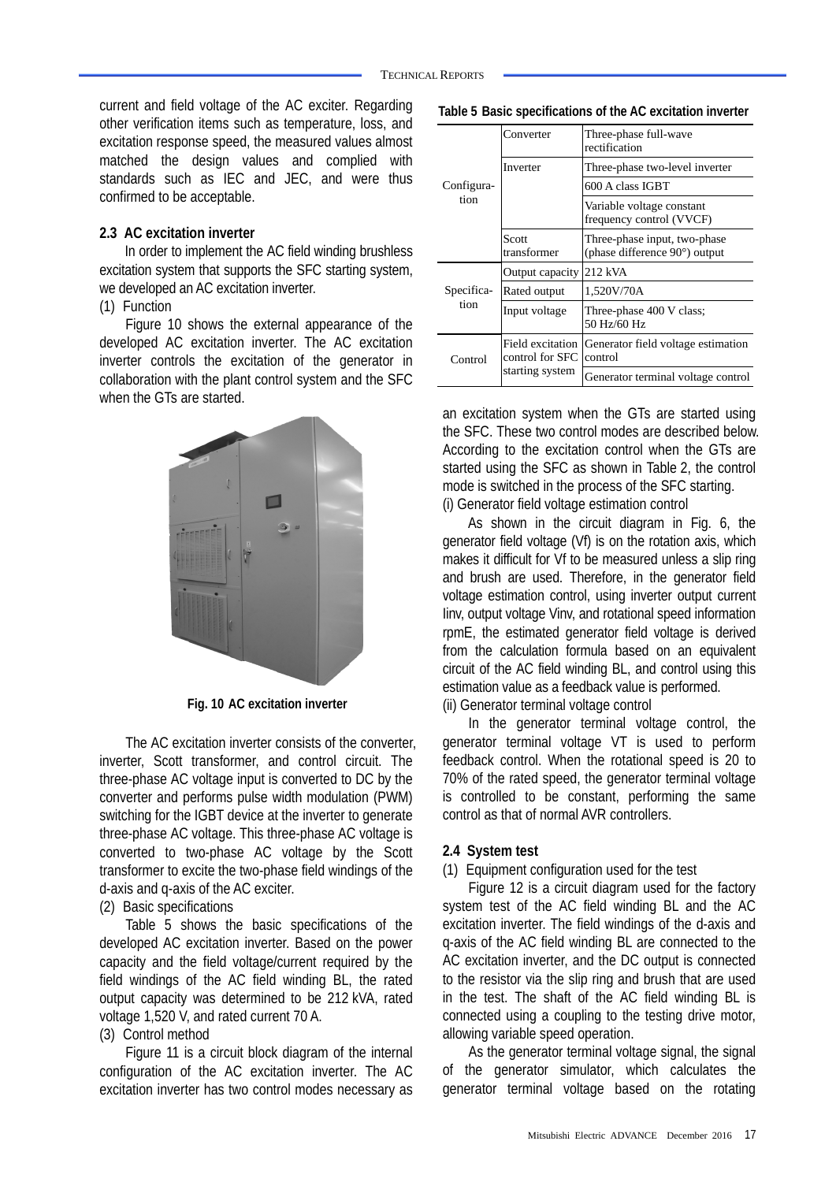current and field voltage of the AC exciter. Regarding other verification items such as temperature, loss, and excitation response speed, the measured values almost matched the design values and complied with standards such as IEC and JEC, and were thus confirmed to be acceptable.

### 2.3 AC excitation inverter

In order to implement the AC field winding brushless excitation system that supports the SFC starting system, we developed an AC excitation inverter.

(1) Function

Figure 10 shows the external appearance of the developed AC excitation inverter. The AC excitation inverter controls the excitation of the generator in collaboration with the plant control system and the SFC when the GTs are started.

**Fig. 10 AC excitation inverter**

The AC excitation inverter consists of the converter, inverter, Scott transformer, and control circuit. The three-phase AC voltage input is converted to DC by the converter and performs pulse width modulation (PWM) switching for the IGBT device at the inverter to generate three-phase AC voltage. This three-phase AC voltage is converted to two-phase AC voltage by the Scott transformer to excite the two-phase field windings of the d-axis and q-axis of the AC exciter.

(2) Basic specifications

Table 5 shows the basic specifications of the developed AC excitation inverter. Based on the power capacity and the field voltage/current required by the field windings of the AC field winding BL, the rated output capacity was determined to be 212 kVA, rated voltage 1,520 V, and rated current 70 A.

(3) Control method

Figure 11 is a circuit block diagram of the internal configuration of the AC excitation inverter. The AC excitation inverter has two control modes necessary as an excitation system when the GTs are started using the SFC. These two control modes are described below. According to the excitation control when the GTs are started using the SFC as shown in Table 2, the control mode is switched in the process of the SFC starting.

**Table 5 Basic specifications of the AC excitation inverter**

| | | |
|---|---|---|
| Configuration | Converter | Three-phase full-wave rectification |
| | Inverter | Three-phase two-level inverter |
| | | 600 A class IGBT |
| | | Variable voltage constant frequency control (VVCF) |
| | Scott transformer | Three-phase input, two-phase (phase difference 90°) output |
| Specification | Output capacity | 212 kVA |
| | Rated output | 1,520V/70A |
| | Input voltage | Three-phase 400 V class; 50 Hz/60 Hz |
| Control | Field excitation control for SFC starting system | Generator field voltage estimation control |
| | | Generator terminal voltage control |

(i) Generator field voltage estimation control

As shown in the circuit diagram in Fig. 6, the generator field voltage (Vf) is on the rotation axis, which makes it difficult for Vf to be measured unless a slip ring and brush are used. Therefore, in the generator field voltage estimation control, using inverter output current Iinv, output voltage Vinv, and rotational speed information rpmE, the estimated generator field voltage is derived from the calculation formula based on an equivalent circuit of the AC field winding BL, and control using this estimation value as a feedback value is performed.

(ii) Generator terminal voltage control

In the generator terminal voltage control, the generator terminal voltage VT is used to perform feedback control. When the rotational speed is 20 to 70% of the rated speed, the generator terminal voltage is controlled to be constant, performing the same control as that of normal AVR controllers.

### 2.4 System test

(1) Equipment configuration used for the test

Figure 12 is a circuit diagram used for the factory system test of the AC field winding BL and the AC excitation inverter. The field windings of the d-axis and q-axis of the AC field winding BL are connected to the AC excitation inverter, and the DC output is connected to the resistor via the slip ring and brush that are used in the test. The shaft of the AC field winding BL is connected using a coupling to the testing drive motor, allowing variable speed operation.

As the generator terminal voltage signal, the signal of the generator simulator, which calculates the generator terminal voltage based on the rotating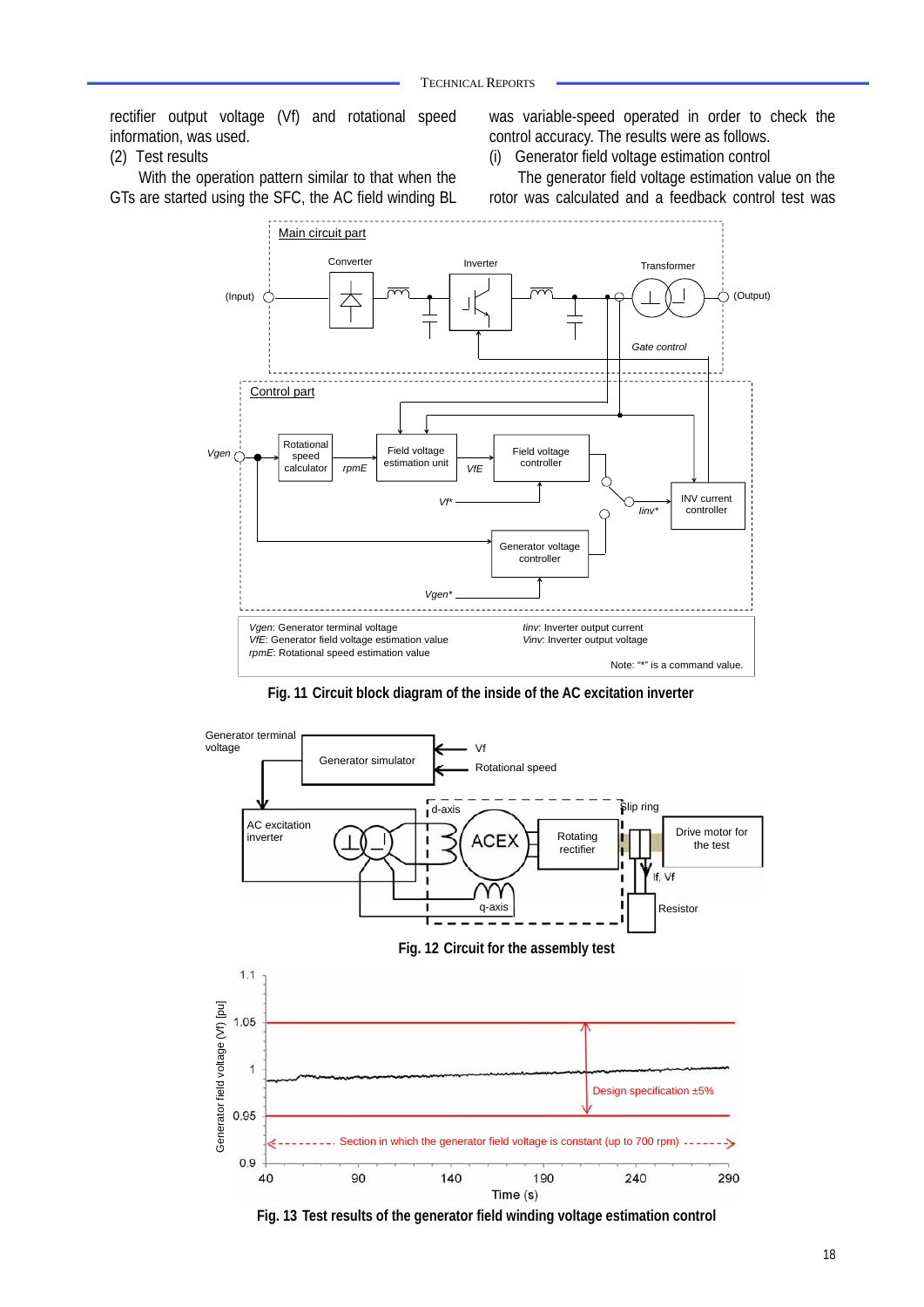rectifier output voltage (Vf) and rotational speed information, was used.

(2) Test results

With the operation pattern similar to when the GTs are started using the SFC, the AC field winding BL was variable-speed operated in order to check the control accuracy. The results were as follows.

(i) Generator field voltage estimation control

The generator field voltage estimation value on the rotor was calculated and a feedback control test was

Fig. 11 Circuit block diagram of the inside of the AC excitation inverter

Fig. 12 Circuit for the assembly test

Fig. 13 Test results of the generator field winding voltage estimation control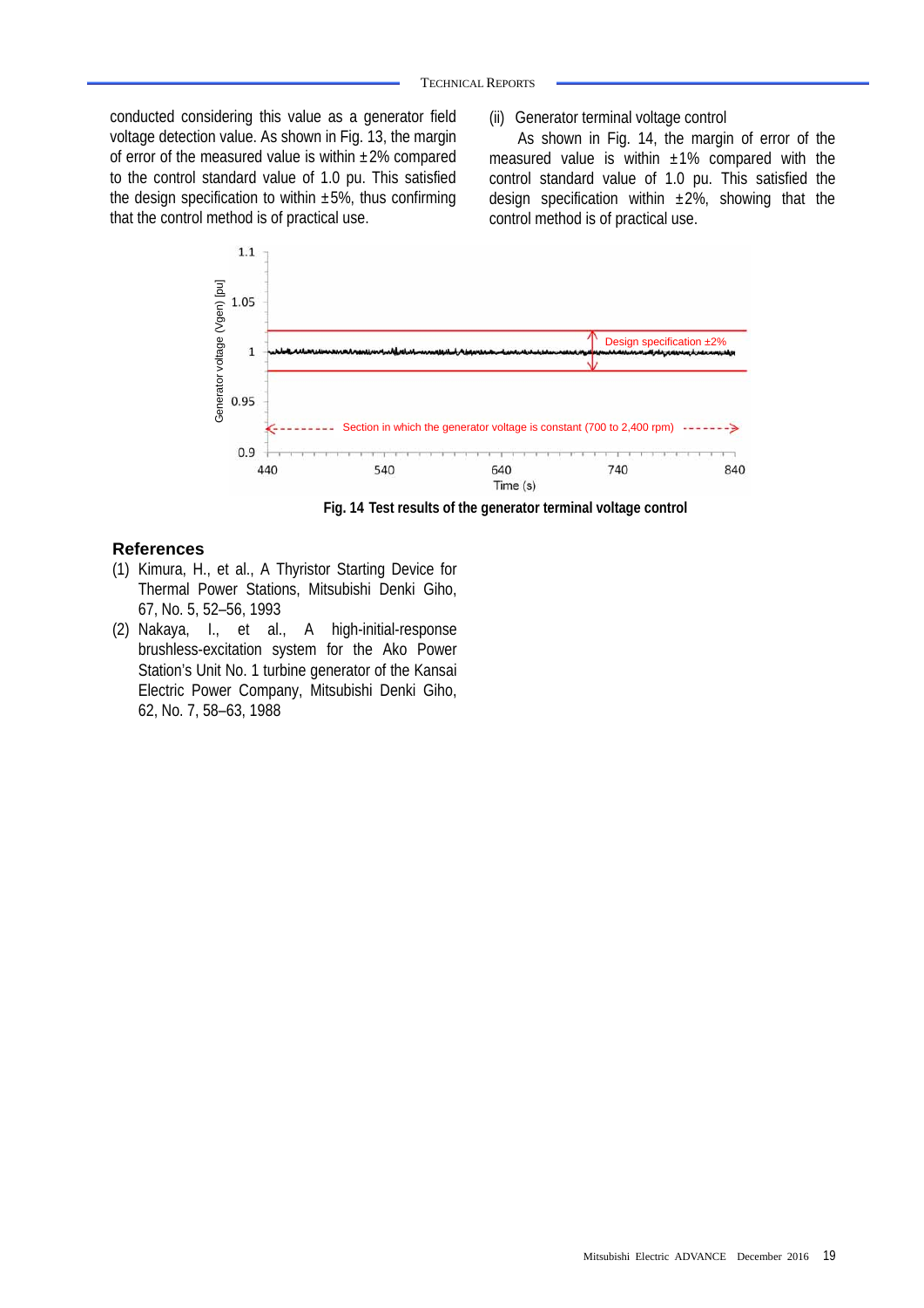conducted considering this value as a generator field voltage detection value. As shown in Fig. 13, the margin of error of the measured value is within ±2% compared to the control standard value of 1.0 pu. This satisfied the design specification to within ±5%, thus confirming that the control method is of practical use.

(ii) Generator terminal voltage control

As shown in Fig. 14, the margin of error of the measured value is within ±1% compared with the control standard value of 1.0 pu. This satisfied the design specification within ±2%, showing that the control method is of practical use.

**Fig. 14 Test results of the generator terminal voltage control**

## References

(1) Kimura, H., et al., A Thyristor Starting Device for Thermal Power Stations, Mitsubishi Denki Giho, 67, No. 5, 52–56, 1993

(2) Nakaya, I., et al., A high-initial-response brushless-excitation system for the Ako Power Station's Unit No. 1 turbine generator of the Kansai Electric Power Company, Mitsubishi Denki Giho, 62, No. 7, 58–63, 1988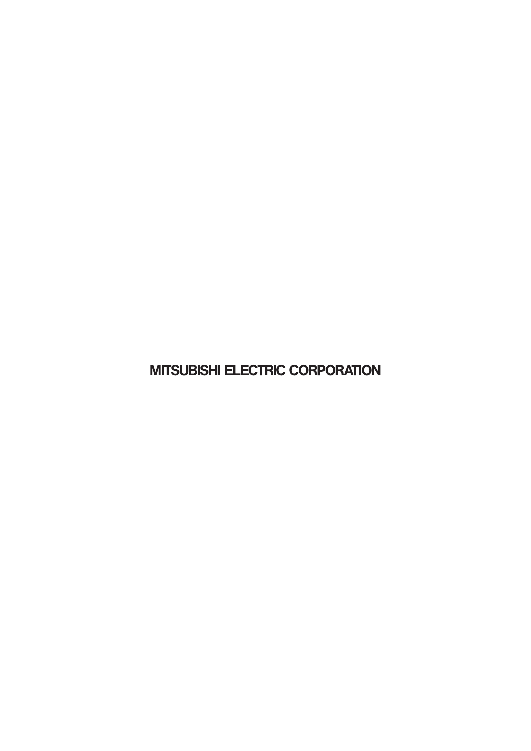MITSUBISHI ELECTRIC CORPORATION